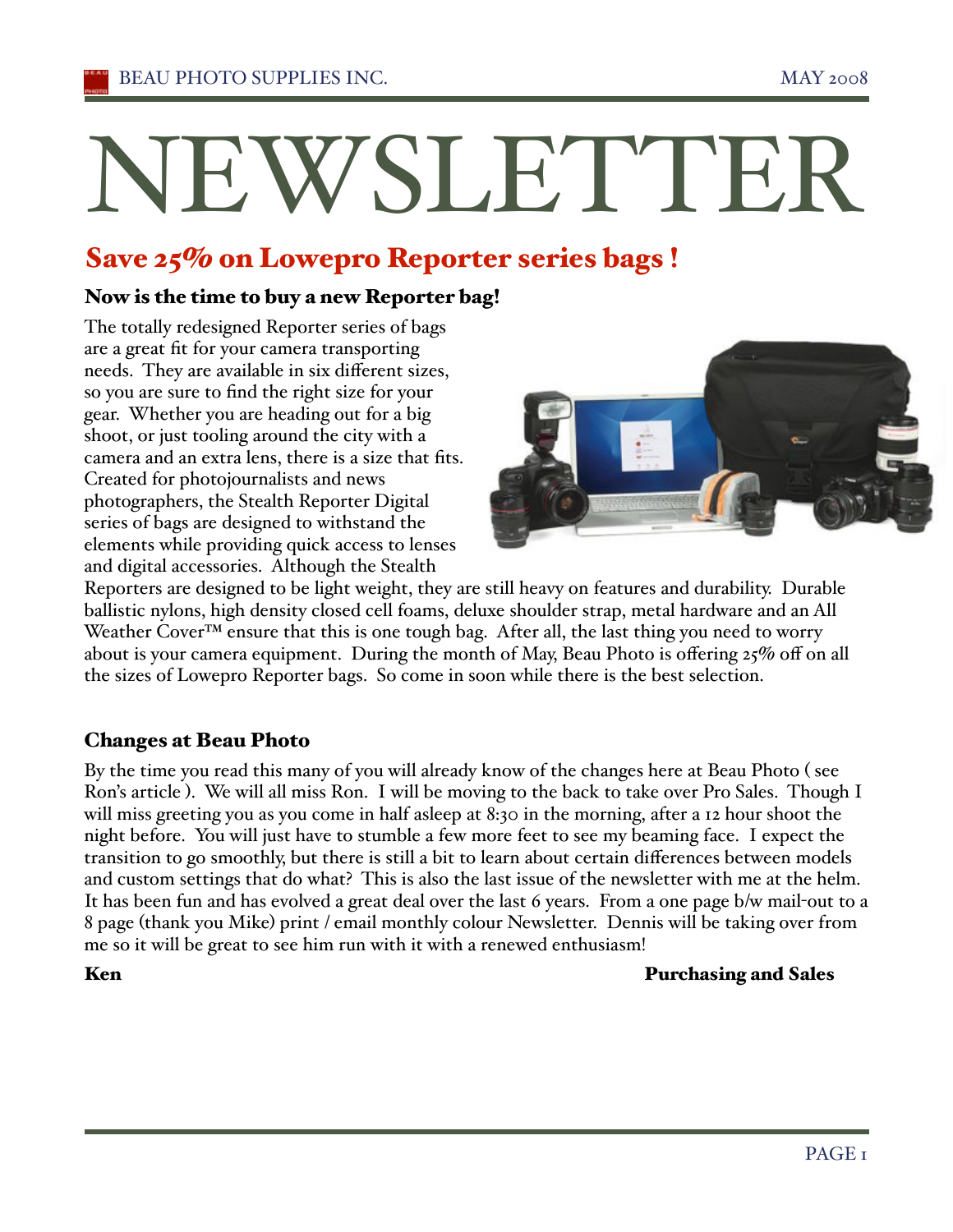# NEWSLETTER

## Save 25% on Lowepro Reporter series bags !

### Now is the time to buy a new Reporter bag!

The totally redesigned Reporter series of bags are a great fit for your camera transporting needs. They are available in six different sizes, so you are sure to find the right size for your gear. Whether you are heading out for a big shoot, or just tooling around the city with a camera and an extra lens, there is a size that fits. Created for photojournalists and news photographers, the Stealth Reporter Digital series of bags are designed to withstand the elements while providing quick access to lenses and digital accessories. Although the Stealth Reporters are designed to be light weight, they are still heavy on features and durability. Durable ballistic nylons, high density closed cell foams, deluxe shoulder strap, metal hardware and an All Weather Cover™ ensure that this is one tough bag. After all, the last thing you need to worry about is your camera equipment. During the month of May, Beau Photo is offering 25% off on all the sizes of Lowepro Reporter bags. So come in soon while there is the best selection.

### Changes at Beau Photo

By the time you read this many of you will already know of the changes here at Beau Photo ( see Ron's article ). We will all miss Ron. I will be moving to the back to take over Pro Sales. Though I will miss greeting you as you come in half asleep at 8:30 in the morning, after a 12 hour shoot the night before. You will just have to stumble a few more feet to see my beaming face. I expect the transition to go smoothly, but there is still a bit to learn about certain differences between models and custom settings that do what? This is also the last issue of the newsletter with me at the helm. It has been fun and has evolved a great deal over the last 6 years. From a one page b/w mail-out to a 8 page (thank you Mike) print / email monthly colour Newsletter. Dennis will be taking over from me so it will be great to see him run with it with a renewed enthusiasm!

**Ken** **Purchasing and Sales**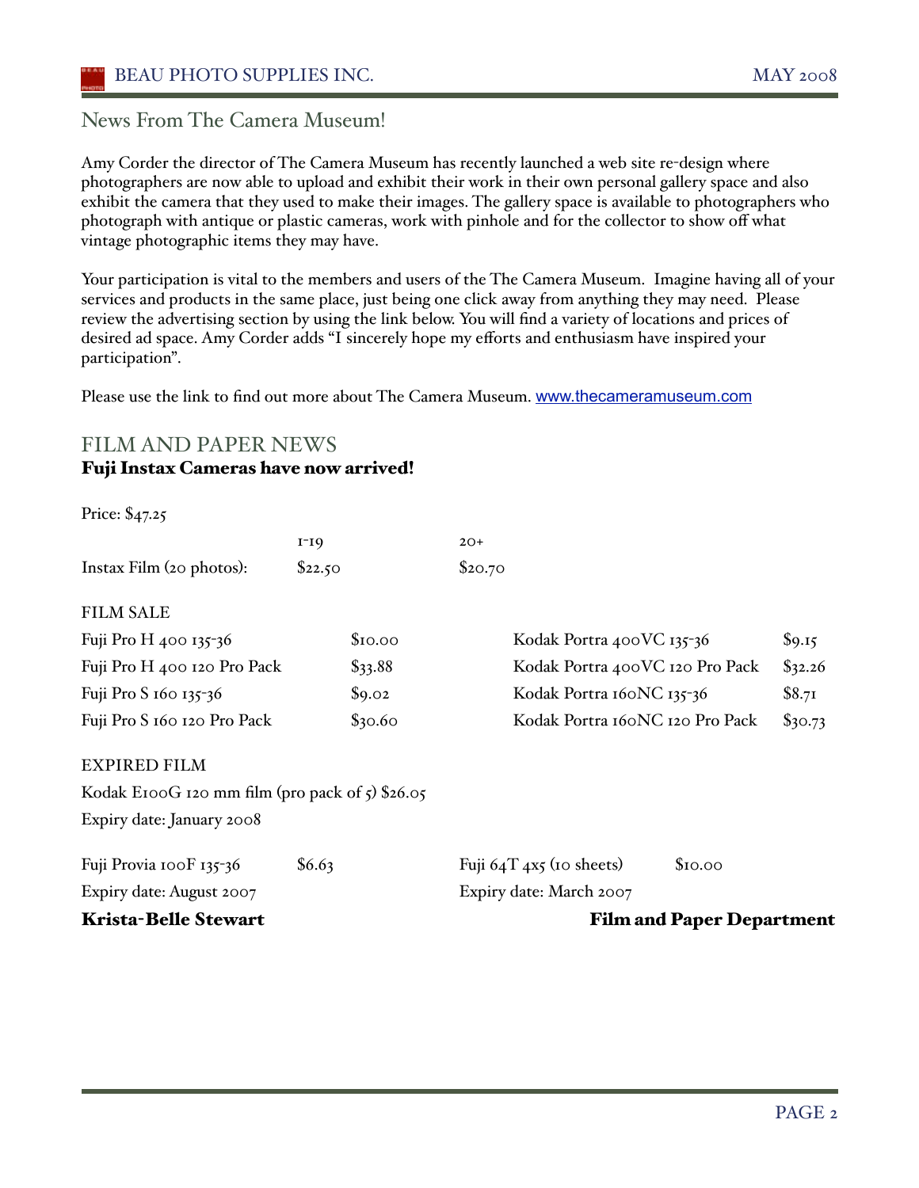## News From The Camera Museum!

Amy Corder the director of The Camera Museum has recently launched a web site re-design where photographers are now able to upload and exhibit their work in their own personal gallery space and also exhibit the camera that they used to make their images. The gallery space is available to photographers who photograph with antique or plastic cameras, work with pinhole and for the collector to show off what vintage photographic items they may have.

Your participation is vital to the members and users of the The Camera Museum. Imagine having all of your services and products in the same place, just being one click away from anything they may need. Please review the advertising section by using the link below. You will find a variety of locations and prices of desired ad space. Amy Corder adds "I sincerely hope my efforts and enthusiasm have inspired your participation".

Please use the link to find out more about The Camera Museum. www.thecameramuseum.com

## FILM AND PAPER NEWS

**Fuji Instax Cameras have now arrived!**

Price: $47.25

| | 1-19 | 20+ |
|---|---|---|
| Instax Film (20 photos): | $22.50 | $20.70 |

FILM SALE

| | | | |
|---|---|---|---|
| Fuji Pro H 400 135-36 | $10.00 | Kodak Portra 400VC 135-36 | $9.15 |
| Fuji Pro H 400 120 Pro Pack | $33.88 | Kodak Portra 400VC 120 Pro Pack | $32.26 |
| Fuji Pro S 160 135-36 | $9.02 | Kodak Portra 160NC 135-36 | $8.71 |
| Fuji Pro S 160 120 Pro Pack | $30.60 | Kodak Portra 160NC 120 Pro Pack | $30.73 |

EXPIRED FILM

Kodak E100G 120 mm film (pro pack of 5) $26.05
Expiry date: January 2008

Fuji Provia 100F 135-36 $6.63
Expiry date: August 2007

Fuji 64T 4x5 (10 sheets) $10.00
Expiry date: March 2007

**Krista-Belle Stewart** — **Film and Paper Department**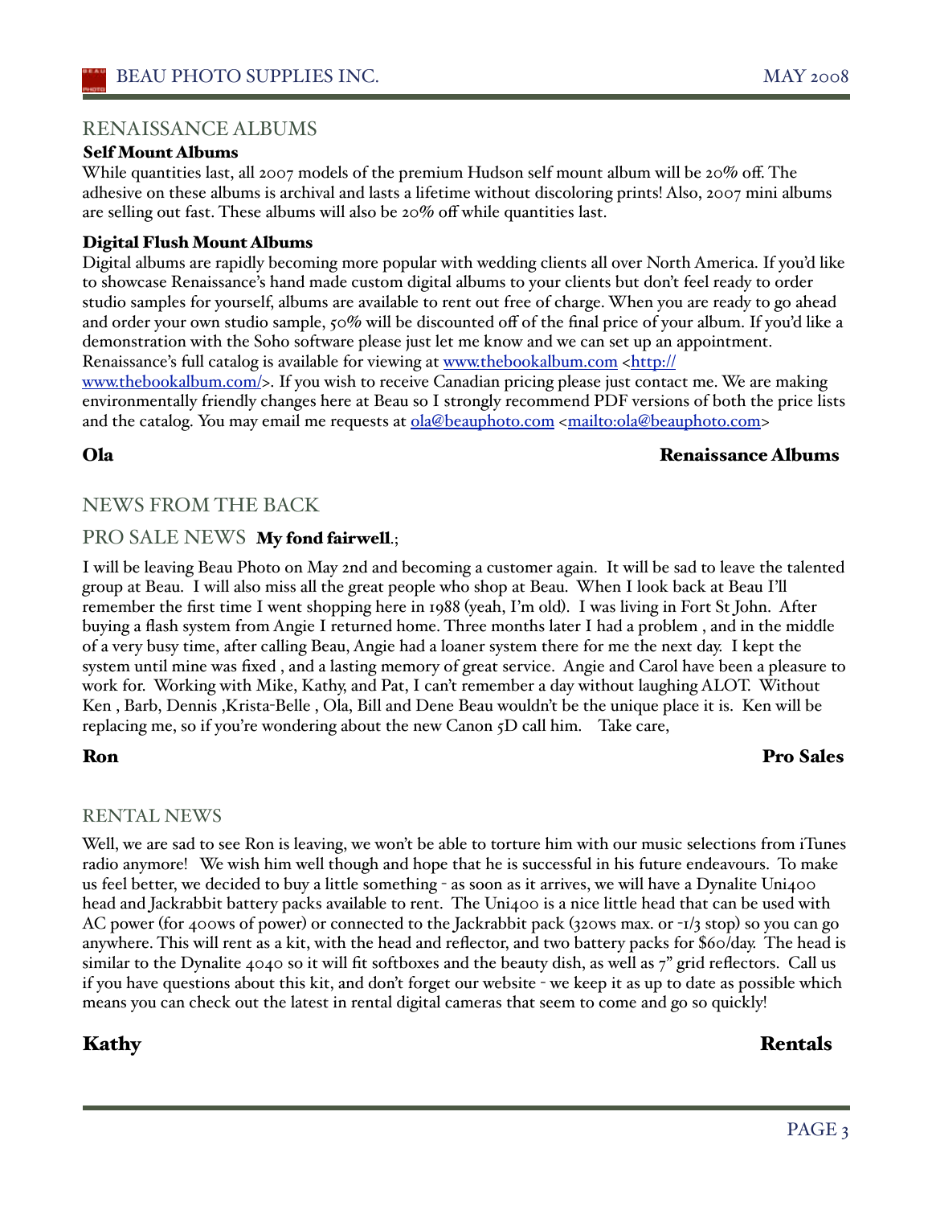## RENAISSANCE ALBUMS

### Self Mount Albums

While quantities last, all 2007 models of the premium Hudson self mount album will be 20% off. The adhesive on these albums is archival and lasts a lifetime without discoloring prints! Also, 2007 mini albums are selling out fast. These albums will also be 20% off while quantities last.

### Digital Flush Mount Albums

Digital albums are rapidly becoming more popular with wedding clients all over North America. If you'd like to showcase Renaissance's hand made custom digital albums to your clients but don't feel ready to order studio samples for yourself, albums are available to rent out free of charge. When you are ready to go ahead and order your own studio sample, 50% will be discounted off of the final price of your album. If you'd like a demonstration with the Soho software please just let me know and we can set up an appointment. Renaissance's full catalog is available for viewing at www.thebookalbum.com <http://www.thebookalbum.com/>. If you wish to receive Canadian pricing please just contact me. We are making environmentally friendly changes here at Beau so I strongly recommend PDF versions of both the price lists and the catalog. You may email me requests at ola@beauphoto.com <mailto:ola@beauphoto.com>

**Ola** **Renaissance Albums**

## NEWS FROM THE BACK

## PRO SALE NEWS **My fond fairwell**.;

I will be leaving Beau Photo on May 2nd and becoming a customer again. It will be sad to leave the talented group at Beau. I will also miss all the great people who shop at Beau. When I look back at Beau I'll remember the first time I went shopping here in 1988 (yeah, I'm old). I was living in Fort St John. After buying a flash system from Angie I returned home. Three months later I had a problem , and in the middle of a very busy time, after calling Beau, Angie had a loaner system there for me the next day. I kept the system until mine was fixed , and a lasting memory of great service. Angie and Carol have been a pleasure to work for. Working with Mike, Kathy, and Pat, I can't remember a day without laughing ALOT. Without Ken , Barb, Dennis ,Krista-Belle , Ola, Bill and Dene Beau wouldn't be the unique place it is. Ken will be replacing me, so if you're wondering about the new Canon 5D call him. Take care,

**Ron** **Pro Sales**

## RENTAL NEWS

Well, we are sad to see Ron is leaving, we won't be able to torture him with our music selections from iTunes radio anymore! We wish him well though and hope that he is successful in his future endeavours. To make us feel better, we decided to buy a little something - as soon as it arrives, we will have a Dynalite Uni400 head and Jackrabbit battery packs available to rent. The Uni400 is a nice little head that can be used with AC power (for 400ws of power) or connected to the Jackrabbit pack (320ws max. or -1/3 stop) so you can go anywhere. This will rent as a kit, with the head and reflector, and two battery packs for $60/day. The head is similar to the Dynalite 4040 so it will fit softboxes and the beauty dish, as well as 7" grid reflectors. Call us if you have questions about this kit, and don't forget our website - we keep it as up to date as possible which means you can check out the latest in rental digital cameras that seem to come and go so quickly!

**Kathy** **Rentals**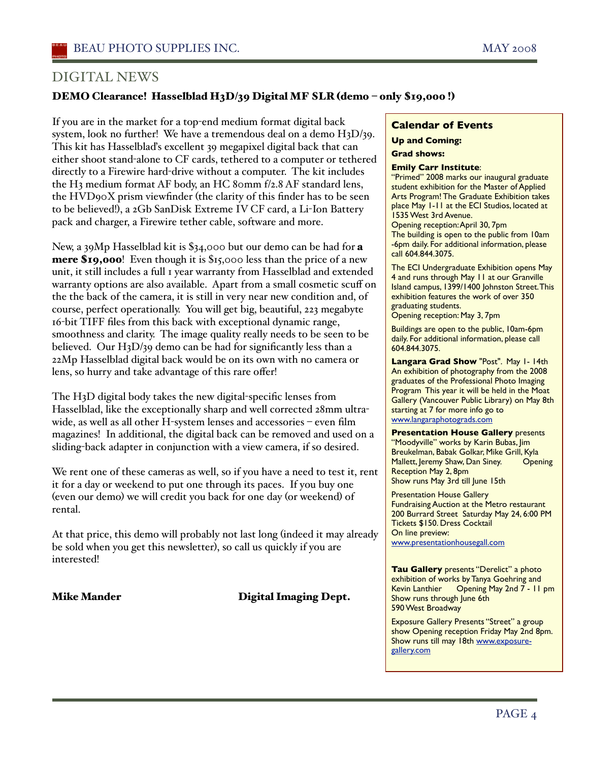## DIGITAL NEWS

### DEMO Clearance! Hasselblad H3D/39 Digital MF SLR (demo – only $19,000 !)

If you are in the market for a top-end medium format digital back system, look no further! We have a tremendous deal on a demo H3D/39. This kit has Hasselblad's excellent 39 megapixel digital back that can either shoot stand-alone to CF cards, tethered to a computer or tethered directly to a Firewire hard-drive without a computer. The kit includes the H3 medium format AF body, an HC 80mm f/2.8 AF standard lens, the HVD90X prism viewfinder (the clarity of this finder has to be seen to be believed!), a 2Gb SanDisk Extreme IV CF card, a Li-Ion Battery pack and charger, a Firewire tether cable, software and more.

New, a 39Mp Hasselblad kit is $34,000 but our demo can be had for **a mere $19,000**! Even though it is $15,000 less than the price of a new unit, it still includes a full 1 year warranty from Hasselblad and extended warranty options are also available. Apart from a small cosmetic scuff on the the back of the camera, it is still in very near new condition and, of course, perfect operationally. You will get big, beautiful, 223 megabyte 16-bit TIFF files from this back with exceptional dynamic range, smoothness and clarity. The image quality really needs to be seen to be believed. Our H3D/39 demo can be had for significantly less than a 22Mp Hasselblad digital back would be on its own with no camera or lens, so hurry and take advantage of this rare offer!

The H3D digital body takes the new digital-specific lenses from Hasselblad, like the exceptionally sharp and well corrected 28mm ultra-wide, as well as all other H-system lenses and accessories – even film magazines! In additional, the digital back can be removed and used on a sliding-back adapter in conjunction with a view camera, if so desired.

We rent one of these cameras as well, so if you have a need to test it, rent it for a day or weekend to put one through its paces. If you buy one (even our demo) we will credit you back for one day (or weekend) of rental.

At that price, this demo will probably not last long (indeed it may already be sold when you get this newsletter), so call us quickly if you are interested!

**Mike Mander** **Digital Imaging Dept.**

### Calendar of Events

**Up and Coming:**

**Grad shows:**

**Emily Carr Institute**:
"Primed" 2008 marks our inaugural graduate student exhibition for the Master of Applied Arts Program! The Graduate Exhibition takes place May 1-11 at the ECI Studios, located at 1535 West 3rd Avenue.
Opening reception: April 30, 7pm
The building is open to the public from 10am -6pm daily. For additional information, please call 604.844.3075.

The ECI Undergraduate Exhibition opens May 4 and runs through May 11 at our Granville Island campus, 1399/1400 Johnston Street. This exhibition features the work of over 350 graduating students.
Opening reception: May 3, 7pm

Buildings are open to the public, 10am-6pm daily. For additional information, please call 604.844.3075.

**Langara Grad Show** "Post". May 1- 14th An exhibition of photography from the 2008 graduates of the Professional Photo Imaging Program This year it will be held in the Moat Gallery (Vancouver Public Library) on May 8th starting at 7 for more info go to www.langaraphotograds.com

**Presentation House Gallery** presents "Moodyville" works by Karin Bubas, Jim Breukelman, Babak Golkar, Mike Grill, Kyla Mallett, Jeremy Shaw, Dan Siney. Opening Reception May 2, 8pm
Show runs May 3rd till June 15th

Presentation House Gallery
Fundraising Auction at the Metro restaurant
200 Burrard Street Saturday May 24, 6:00 PM
Tickets $150. Dress Cocktail
On line preview:
www.presentationhousegall.com

**Tau Gallery** presents "Derelict" a photo exhibition of works by Tanya Goehring and Kevin Lanthier Opening May 2nd 7 - 11 pm
Show runs through June 6th
590 West Broadway

Exposure Gallery Presents "Street" a group show Opening reception Friday May 2nd 8pm. Show runs till may 18th www.exposure-gallery.com